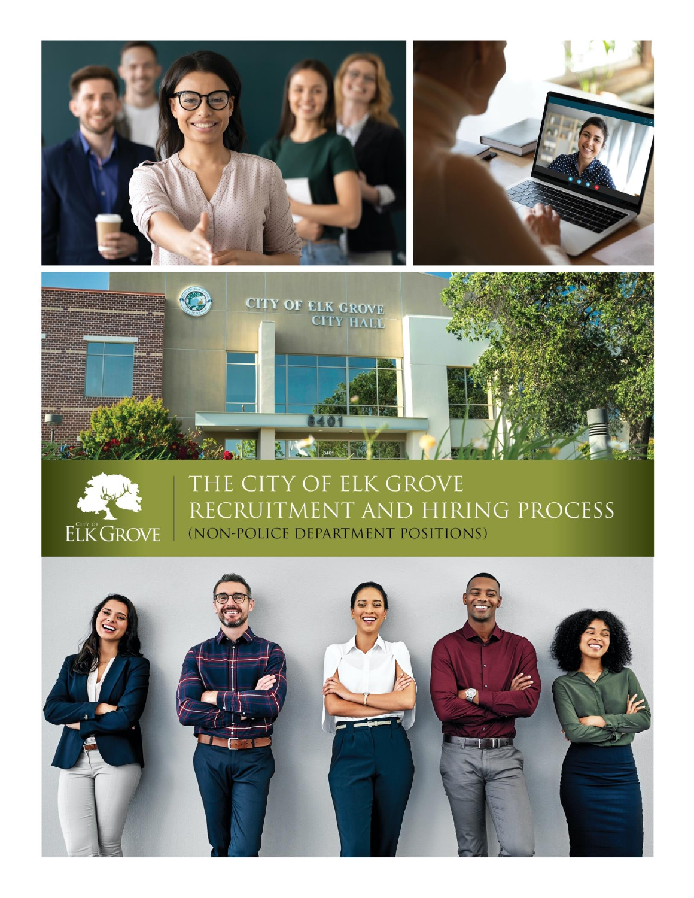# THE CITY OF ELK GROVE RECRUITMENT AND HIRING PROCESS

(NON-POLICE DEPARTMENT POSITIONS)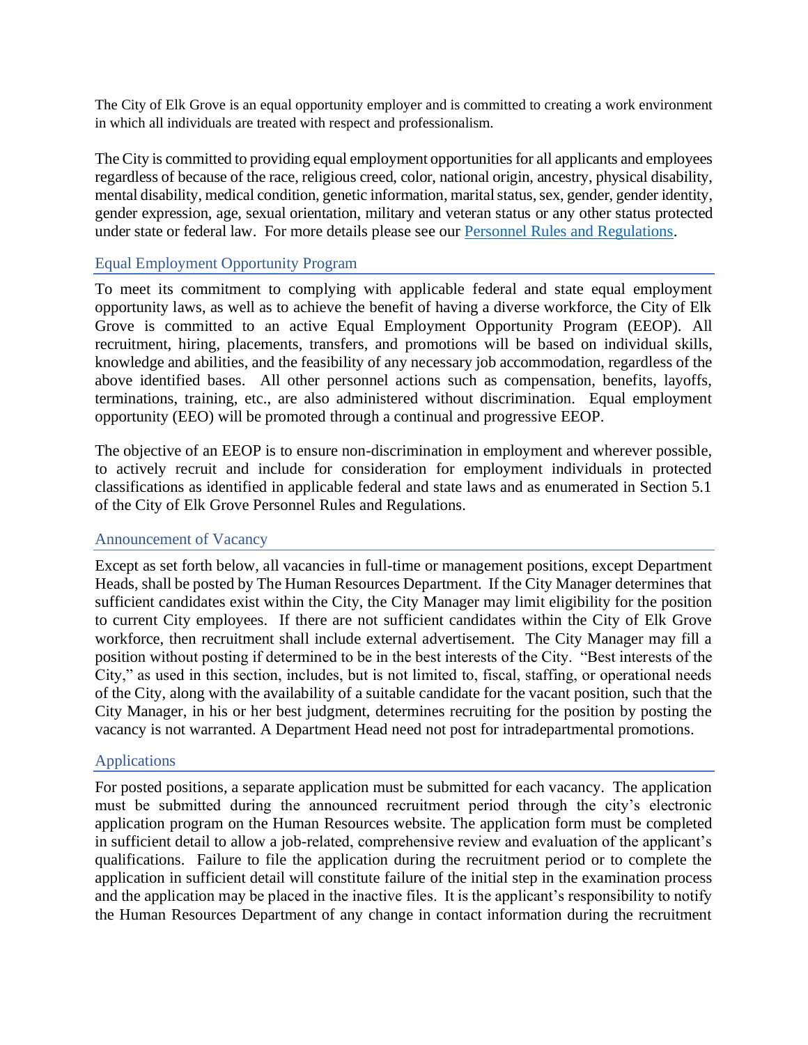The City of Elk Grove is an equal opportunity employer and is committed to creating a work environment in which all individuals are treated with respect and professionalism.

The City is committed to providing equal employment opportunities for all applicants and employees regardless of because of the race, religious creed, color, national origin, ancestry, physical disability, mental disability, medical condition, genetic information, marital status, sex, gender, gender identity, gender expression, age, sexual orientation, military and veteran status or any other status protected under state or federal law. For more details please see our [Personnel Rules and Regulations](Personnel Rules and Regulations).

## Equal Employment Opportunity Program

To meet its commitment to complying with applicable federal and state equal employment opportunity laws, as well as to achieve the benefit of having a diverse workforce, the City of Elk Grove is committed to an active Equal Employment Opportunity Program (EEOP). All recruitment, hiring, placements, transfers, and promotions will be based on individual skills, knowledge and abilities, and the feasibility of any necessary job accommodation, regardless of the above identified bases. All other personnel actions such as compensation, benefits, layoffs, terminations, training, etc., are also administered without discrimination. Equal employment opportunity (EEO) will be promoted through a continual and progressive EEOP.

The objective of an EEOP is to ensure non-discrimination in employment and wherever possible, to actively recruit and include for consideration for employment individuals in protected classifications as identified in applicable federal and state laws and as enumerated in Section 5.1 of the City of Elk Grove Personnel Rules and Regulations.

## Announcement of Vacancy

Except as set forth below, all vacancies in full-time or management positions, except Department Heads, shall be posted by The Human Resources Department. If the City Manager determines that sufficient candidates exist within the City, the City Manager may limit eligibility for the position to current City employees. If there are not sufficient candidates within the City of Elk Grove workforce, then recruitment shall include external advertisement. The City Manager may fill a position without posting if determined to be in the best interests of the City. "Best interests of the City," as used in this section, includes, but is not limited to, fiscal, staffing, or operational needs of the City, along with the availability of a suitable candidate for the vacant position, such that the City Manager, in his or her best judgment, determines recruiting for the position by posting the vacancy is not warranted. A Department Head need not post for intradepartmental promotions.

## Applications

For posted positions, a separate application must be submitted for each vacancy. The application must be submitted during the announced recruitment period through the city's electronic application program on the Human Resources website. The application form must be completed in sufficient detail to allow a job-related, comprehensive review and evaluation of the applicant's qualifications. Failure to file the application during the recruitment period or to complete the application in sufficient detail will constitute failure of the initial step in the examination process and the application may be placed in the inactive files. It is the applicant's responsibility to notify the Human Resources Department of any change in contact information during the recruitment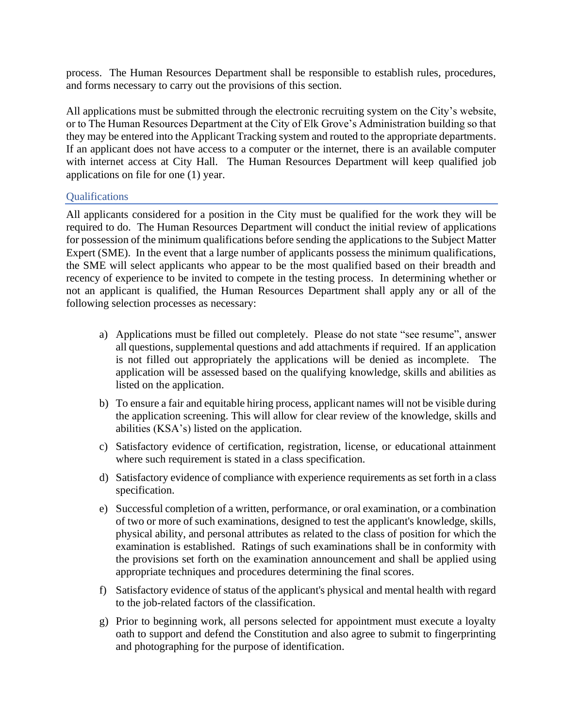process. The Human Resources Department shall be responsible to establish rules, procedures, and forms necessary to carry out the provisions of this section.

All applications must be submitted through the electronic recruiting system on the City's website, or to The Human Resources Department at the City of Elk Grove's Administration building so that they may be entered into the Applicant Tracking system and routed to the appropriate departments. If an applicant does not have access to a computer or the internet, there is an available computer with internet access at City Hall. The Human Resources Department will keep qualified job applications on file for one (1) year.

## Qualifications

All applicants considered for a position in the City must be qualified for the work they will be required to do. The Human Resources Department will conduct the initial review of applications for possession of the minimum qualifications before sending the applications to the Subject Matter Expert (SME). In the event that a large number of applicants possess the minimum qualifications, the SME will select applicants who appear to be the most qualified based on their breadth and recency of experience to be invited to compete in the testing process. In determining whether or not an applicant is qualified, the Human Resources Department shall apply any or all of the following selection processes as necessary:

a) Applications must be filled out completely. Please do not state "see resume", answer all questions, supplemental questions and add attachments if required. If an application is not filled out appropriately the applications will be denied as incomplete. The application will be assessed based on the qualifying knowledge, skills and abilities as listed on the application.

b) To ensure a fair and equitable hiring process, applicant names will not be visible during the application screening. This will allow for clear review of the knowledge, skills and abilities (KSA's) listed on the application.

c) Satisfactory evidence of certification, registration, license, or educational attainment where such requirement is stated in a class specification.

d) Satisfactory evidence of compliance with experience requirements as set forth in a class specification.

e) Successful completion of a written, performance, or oral examination, or a combination of two or more of such examinations, designed to test the applicant's knowledge, skills, physical ability, and personal attributes as related to the class of position for which the examination is established. Ratings of such examinations shall be in conformity with the provisions set forth on the examination announcement and shall be applied using appropriate techniques and procedures determining the final scores.

f) Satisfactory evidence of status of the applicant's physical and mental health with regard to the job-related factors of the classification.

g) Prior to beginning work, all persons selected for appointment must execute a loyalty oath to support and defend the Constitution and also agree to submit to fingerprinting and photographing for the purpose of identification.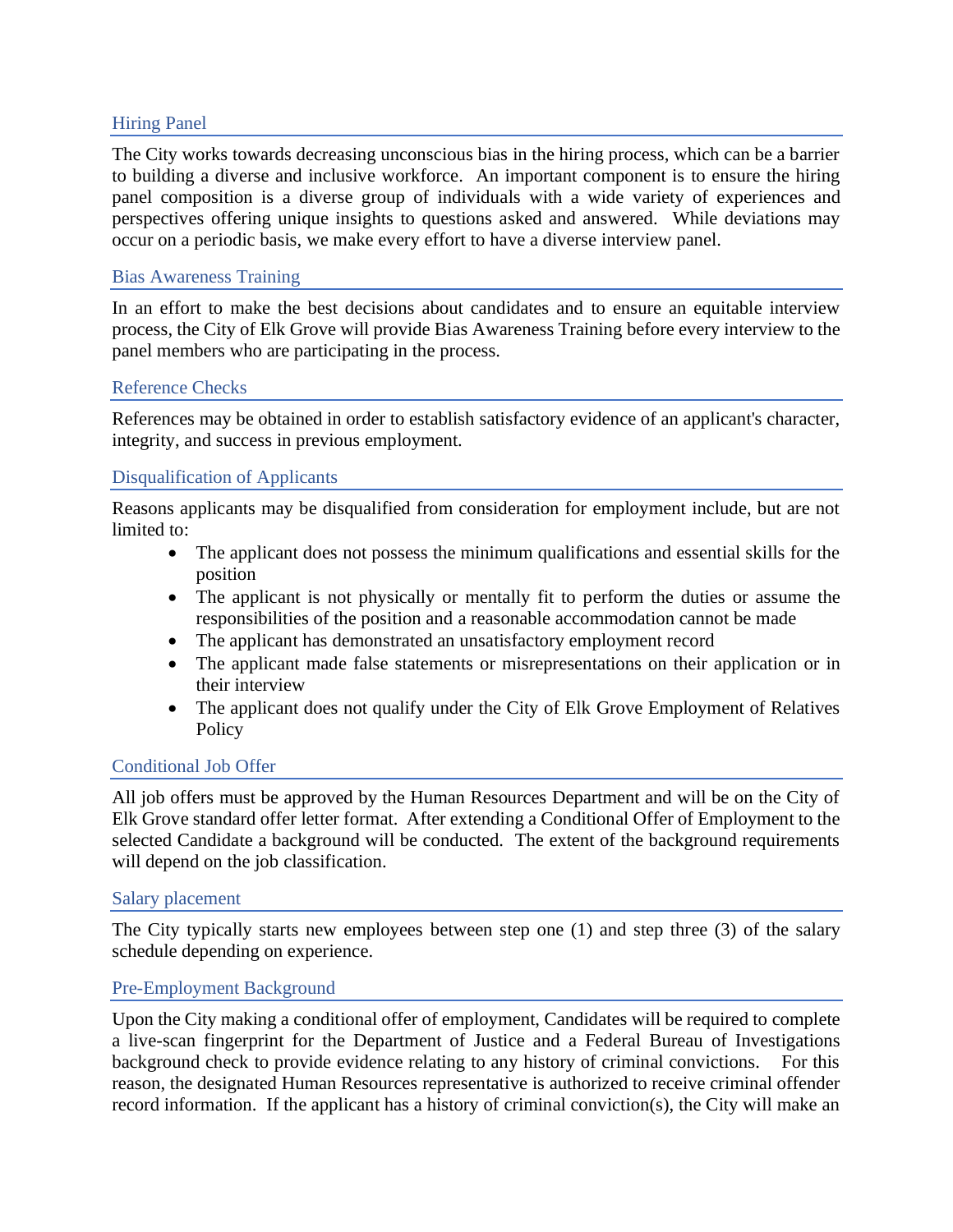## Hiring Panel

The City works towards decreasing unconscious bias in the hiring process, which can be a barrier to building a diverse and inclusive workforce. An important component is to ensure the hiring panel composition is a diverse group of individuals with a wide variety of experiences and perspectives offering unique insights to questions asked and answered. While deviations may occur on a periodic basis, we make every effort to have a diverse interview panel.

## Bias Awareness Training

In an effort to make the best decisions about candidates and to ensure an equitable interview process, the City of Elk Grove will provide Bias Awareness Training before every interview to the panel members who are participating in the process.

## Reference Checks

References may be obtained in order to establish satisfactory evidence of an applicant's character, integrity, and success in previous employment.

## Disqualification of Applicants

Reasons applicants may be disqualified from consideration for employment include, but are not limited to:

- The applicant does not possess the minimum qualifications and essential skills for the position
- The applicant is not physically or mentally fit to perform the duties or assume the responsibilities of the position and a reasonable accommodation cannot be made
- The applicant has demonstrated an unsatisfactory employment record
- The applicant made false statements or misrepresentations on their application or in their interview
- The applicant does not qualify under the City of Elk Grove Employment of Relatives Policy

## Conditional Job Offer

All job offers must be approved by the Human Resources Department and will be on the City of Elk Grove standard offer letter format. After extending a Conditional Offer of Employment to the selected Candidate a background will be conducted. The extent of the background requirements will depend on the job classification.

## Salary placement

The City typically starts new employees between step one (1) and step three (3) of the salary schedule depending on experience.

## Pre-Employment Background

Upon the City making a conditional offer of employment, Candidates will be required to complete a live-scan fingerprint for the Department of Justice and a Federal Bureau of Investigations background check to provide evidence relating to any history of criminal convictions. For this reason, the designated Human Resources representative is authorized to receive criminal offender record information. If the applicant has a history of criminal conviction(s), the City will make an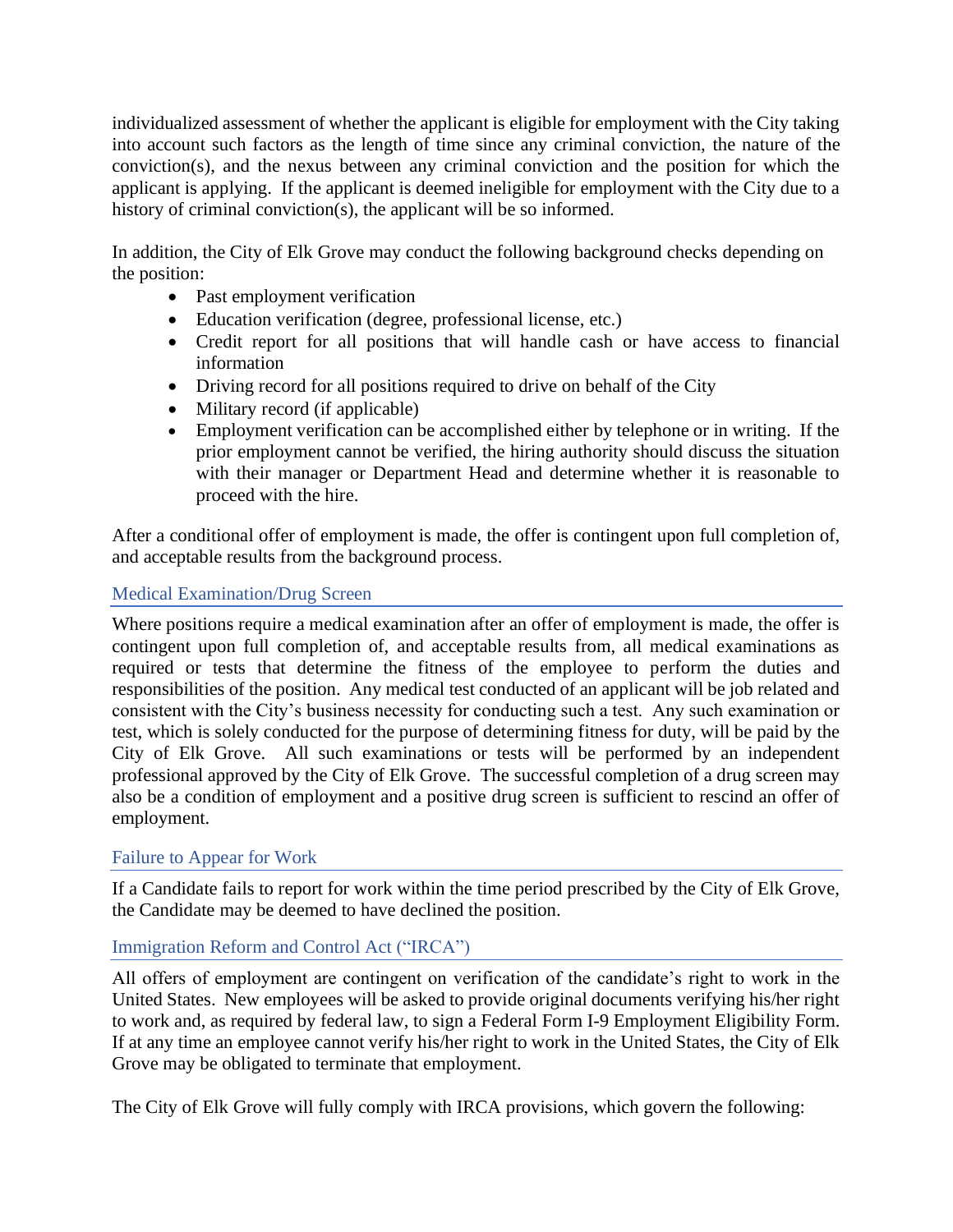individualized assessment of whether the applicant is eligible for employment with the City taking into account such factors as the length of time since any criminal conviction, the nature of the conviction(s), and the nexus between any criminal conviction and the position for which the applicant is applying. If the applicant is deemed ineligible for employment with the City due to a history of criminal conviction(s), the applicant will be so informed.

In addition, the City of Elk Grove may conduct the following background checks depending on the position:

- Past employment verification
- Education verification (degree, professional license, etc.)
- Credit report for all positions that will handle cash or have access to financial information
- Driving record for all positions required to drive on behalf of the City
- Military record (if applicable)
- Employment verification can be accomplished either by telephone or in writing. If the prior employment cannot be verified, the hiring authority should discuss the situation with their manager or Department Head and determine whether it is reasonable to proceed with the hire.

After a conditional offer of employment is made, the offer is contingent upon full completion of, and acceptable results from the background process.

## Medical Examination/Drug Screen

Where positions require a medical examination after an offer of employment is made, the offer is contingent upon full completion of, and acceptable results from, all medical examinations as required or tests that determine the fitness of the employee to perform the duties and responsibilities of the position. Any medical test conducted of an applicant will be job related and consistent with the City's business necessity for conducting such a test. Any such examination or test, which is solely conducted for the purpose of determining fitness for duty, will be paid by the City of Elk Grove. All such examinations or tests will be performed by an independent professional approved by the City of Elk Grove. The successful completion of a drug screen may also be a condition of employment and a positive drug screen is sufficient to rescind an offer of employment.

## Failure to Appear for Work

If a Candidate fails to report for work within the time period prescribed by the City of Elk Grove, the Candidate may be deemed to have declined the position.

## Immigration Reform and Control Act ("IRCA")

All offers of employment are contingent on verification of the candidate's right to work in the United States. New employees will be asked to provide original documents verifying his/her right to work and, as required by federal law, to sign a Federal Form I-9 Employment Eligibility Form. If at any time an employee cannot verify his/her right to work in the United States, the City of Elk Grove may be obligated to terminate that employment.

The City of Elk Grove will fully comply with IRCA provisions, which govern the following: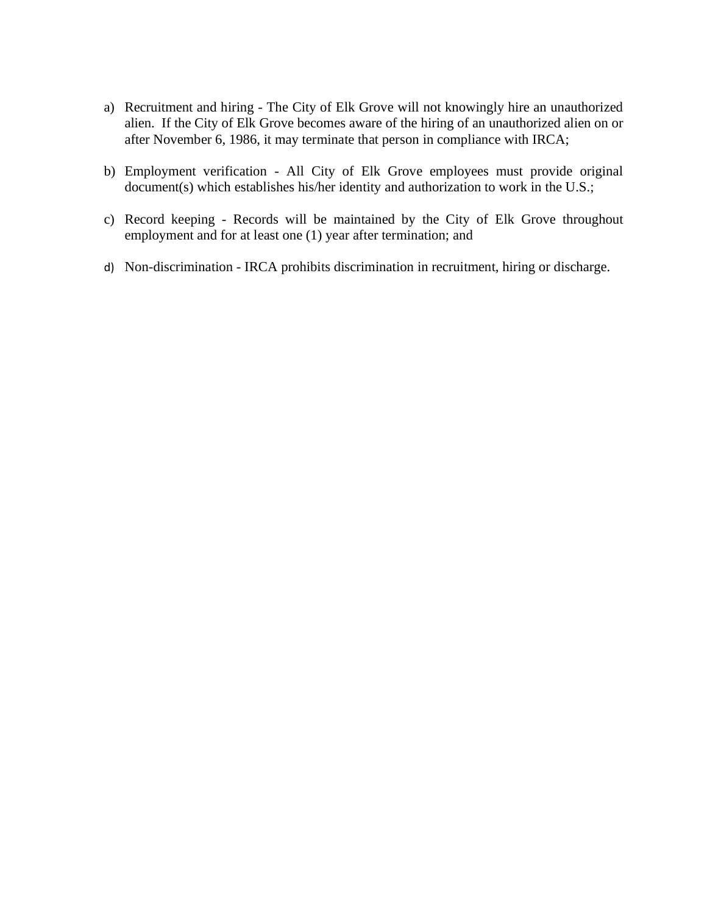a) Recruitment and hiring - The City of Elk Grove will not knowingly hire an unauthorized alien. If the City of Elk Grove becomes aware of the hiring of an unauthorized alien on or after November 6, 1986, it may terminate that person in compliance with IRCA;

b) Employment verification - All City of Elk Grove employees must provide original document(s) which establishes his/her identity and authorization to work in the U.S.;

c) Record keeping - Records will be maintained by the City of Elk Grove throughout employment and for at least one (1) year after termination; and

d) Non-discrimination - IRCA prohibits discrimination in recruitment, hiring or discharge.